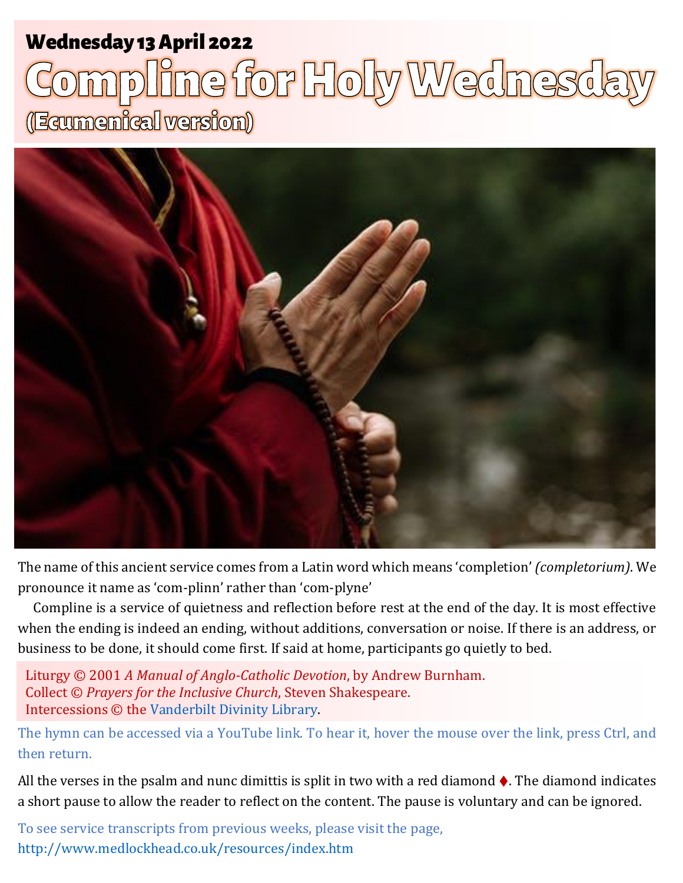**Wednesday 13 April 2022**

# Compline for Holy Wednesday

## (Ecumenical version)

The name of this ancient service comes from a Latin word which means 'completion' *(completorium)*. We pronounce it name as 'com-plinn' rather than 'com-plyne'

Compline is a service of quietness and reflection before rest at the end of the day. It is most effective when the ending is indeed an ending, without additions, conversation or noise. If there is an address, or business to be done, it should come first. If said at home, participants go quietly to bed.

Liturgy © 2001 *A Manual of Anglo-Catholic Devotion*, by Andrew Burnham.
Collect © *Prayers for the Inclusive Church*, Steven Shakespeare.
Intercessions © the Vanderbilt Divinity Library.

The hymn can be accessed via a YouTube link. To hear it, hover the mouse over the link, press Ctrl, and then return.

All the verses in the psalm and nunc dimittis is split in two with a red diamond ♦. The diamond indicates a short pause to allow the reader to reflect on the content. The pause is voluntary and can be ignored.

To see service transcripts from previous weeks, please visit the page,
http://www.medlockhead.co.uk/resources/index.htm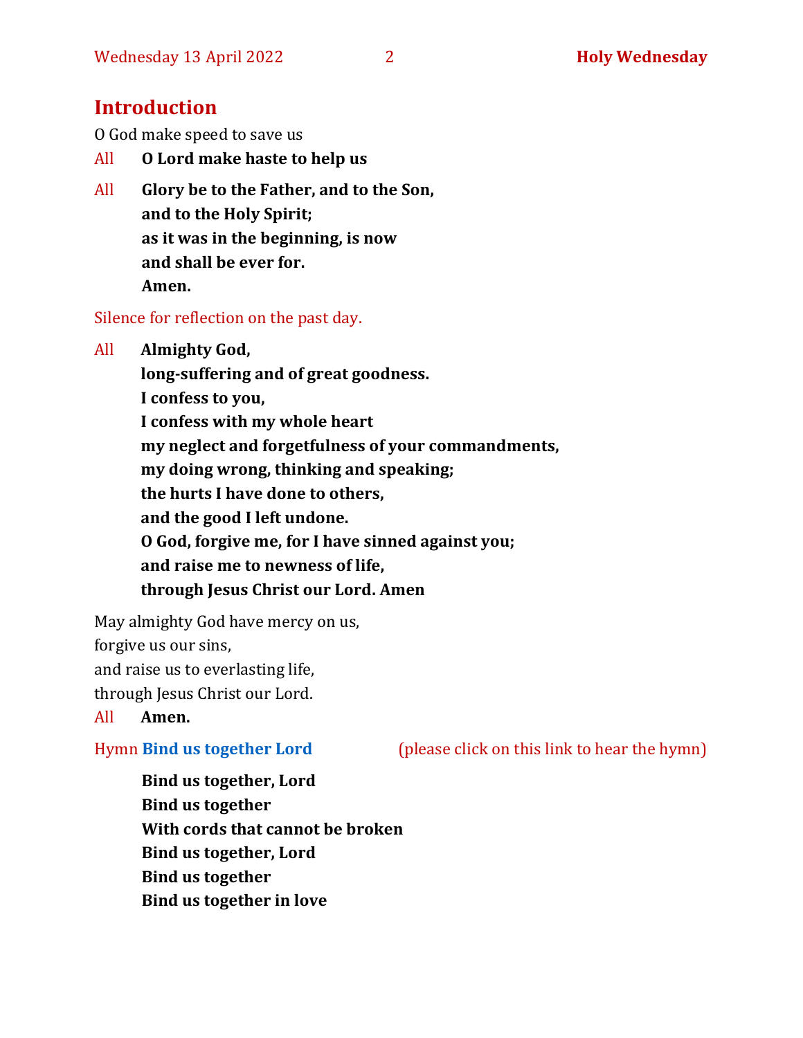## Introduction

O God make speed to save us

All **O Lord make haste to help us**

All **Glory be to the Father, and to the Son,**
**and to the Holy Spirit;**
**as it was in the beginning, is now**
**and shall be ever for.**
**Amen.**

Silence for reflection on the past day.

All **Almighty God,**
**long-suffering and of great goodness.**
**I confess to you,**
**I confess with my whole heart**
**my neglect and forgetfulness of your commandments,**
**my doing wrong, thinking and speaking;**
**the hurts I have done to others,**
**and the good I left undone.**
**O God, forgive me, for I have sinned against you;**
**and raise me to newness of life,**
**through Jesus Christ our Lord. Amen**

May almighty God have mercy on us,
forgive us our sins,
and raise us to everlasting life,
through Jesus Christ our Lord.

All **Amen.**

Hymn **Bind us together Lord** (please click on this link to hear the hymn)

**Bind us together, Lord**
**Bind us together**
**With cords that cannot be broken**
**Bind us together, Lord**
**Bind us together**
**Bind us together in love**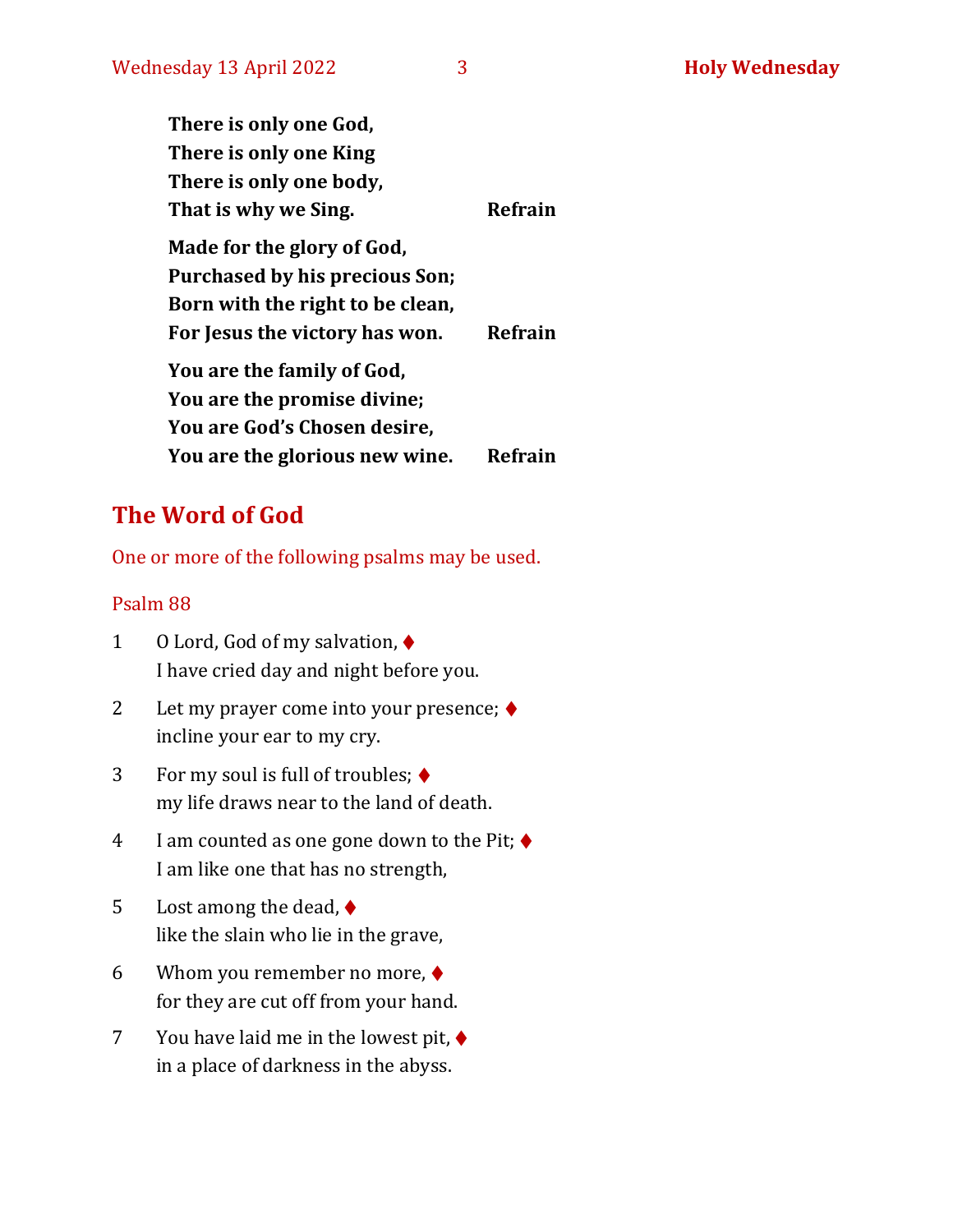**There is only one God,**
**There is only one King**
**There is only one body,**
**That is why we Sing.** **Refrain**

**Made for the glory of God,**
**Purchased by his precious Son;**
**Born with the right to be clean,**
**For Jesus the victory has won.** **Refrain**

**You are the family of God,**
**You are the promise divine;**
**You are God's Chosen desire,**
**You are the glorious new wine.** **Refrain**

## The Word of God

One or more of the following psalms may be used.

### Psalm 88

1 O Lord, God of my salvation, ♦
I have cried day and night before you.

2 Let my prayer come into your presence; ♦
incline your ear to my cry.

3 For my soul is full of troubles; ♦
my life draws near to the land of death.

4 I am counted as one gone down to the Pit; ♦
I am like one that has no strength,

5 Lost among the dead, ♦
like the slain who lie in the grave,

6 Whom you remember no more, ♦
for they are cut off from your hand.

7 You have laid me in the lowest pit, ♦
in a place of darkness in the abyss.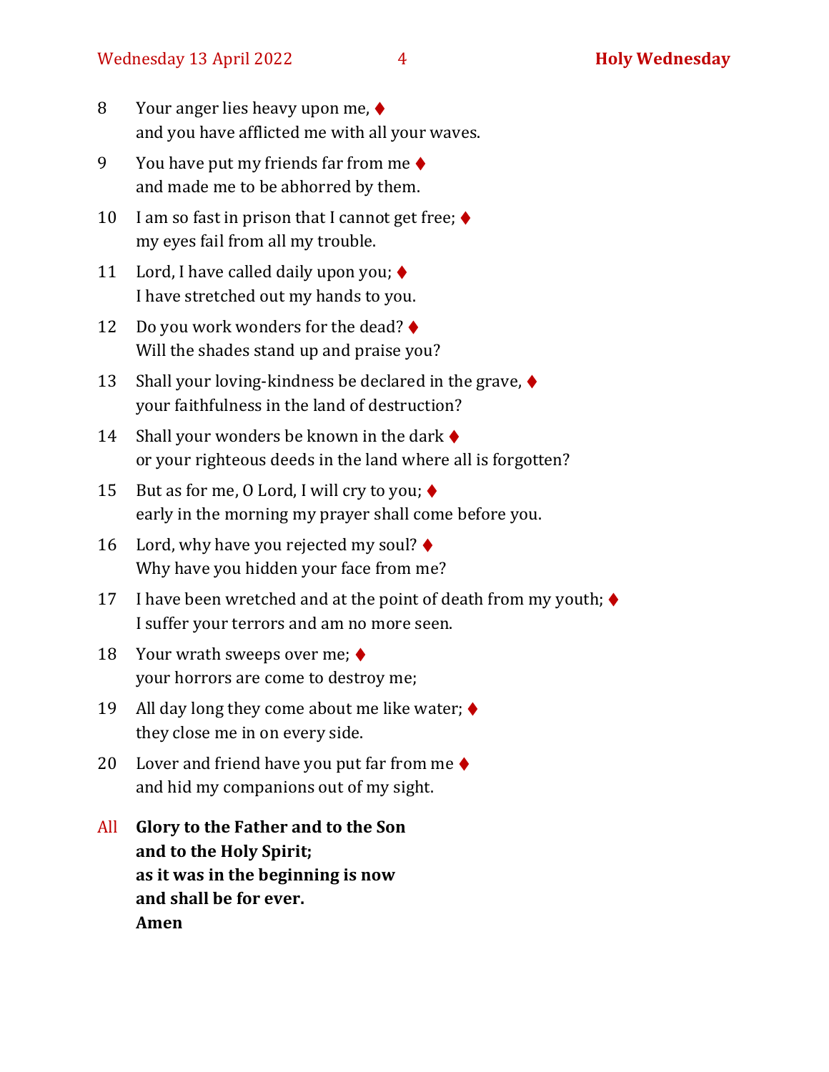8 Your anger lies heavy upon me, ♦
and you have afflicted me with all your waves.

9 You have put my friends far from me ♦
and made me to be abhorred by them.

10 I am so fast in prison that I cannot get free; ♦
my eyes fail from all my trouble.

11 Lord, I have called daily upon you; ♦
I have stretched out my hands to you.

12 Do you work wonders for the dead? ♦
Will the shades stand up and praise you?

13 Shall your loving-kindness be declared in the grave, ♦
your faithfulness in the land of destruction?

14 Shall your wonders be known in the dark ♦
or your righteous deeds in the land where all is forgotten?

15 But as for me, O Lord, I will cry to you; ♦
early in the morning my prayer shall come before you.

16 Lord, why have you rejected my soul? ♦
Why have you hidden your face from me?

17 I have been wretched and at the point of death from my youth; ♦
I suffer your terrors and am no more seen.

18 Your wrath sweeps over me; ♦
your horrors are come to destroy me;

19 All day long they come about me like water; ♦
they close me in on every side.

20 Lover and friend have you put far from me ♦
and hid my companions out of my sight.

All **Glory to the Father and to the Son**
**and to the Holy Spirit;**
**as it was in the beginning is now**
**and shall be for ever.**
**Amen**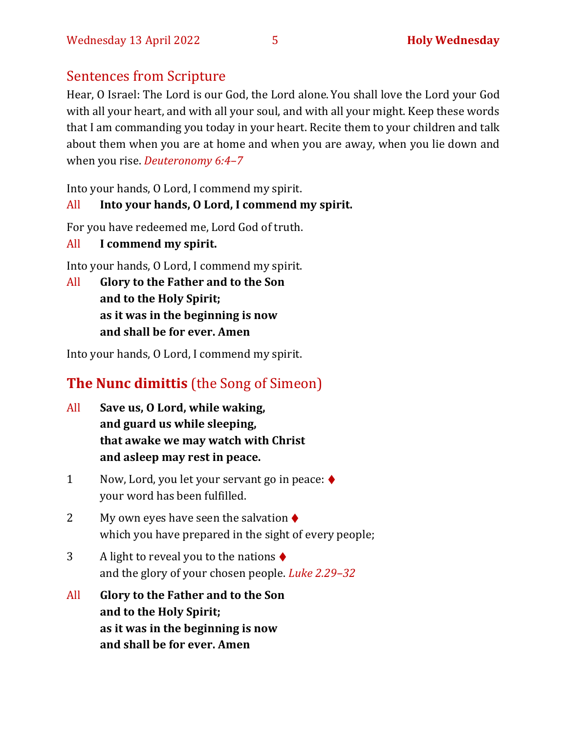## Sentences from Scripture

Hear, O Israel: The Lord is our God, the Lord alone. You shall love the Lord your God with all your heart, and with all your soul, and with all your might. Keep these words that I am commanding you today in your heart. Recite them to your children and talk about them when you are at home and when you are away, when you lie down and when you rise. *Deuteronomy 6:4–7*

Into your hands, O Lord, I commend my spirit.

All **Into your hands, O Lord, I commend my spirit.**

For you have redeemed me, Lord God of truth.

All **I commend my spirit.**

Into your hands, O Lord, I commend my spirit.

All **Glory to the Father and to the Son**
**and to the Holy Spirit;**
**as it was in the beginning is now**
**and shall be for ever. Amen**

Into your hands, O Lord, I commend my spirit.

## **The Nunc dimittis** (the Song of Simeon)

All **Save us, O Lord, while waking,**
**and guard us while sleeping,**
**that awake we may watch with Christ**
**and asleep may rest in peace.**

1 Now, Lord, you let your servant go in peace: ♦
your word has been fulfilled.

2 My own eyes have seen the salvation ♦
which you have prepared in the sight of every people;

3 A light to reveal you to the nations ♦
and the glory of your chosen people. *Luke 2.29–32*

All **Glory to the Father and to the Son**
**and to the Holy Spirit;**
**as it was in the beginning is now**
**and shall be for ever. Amen**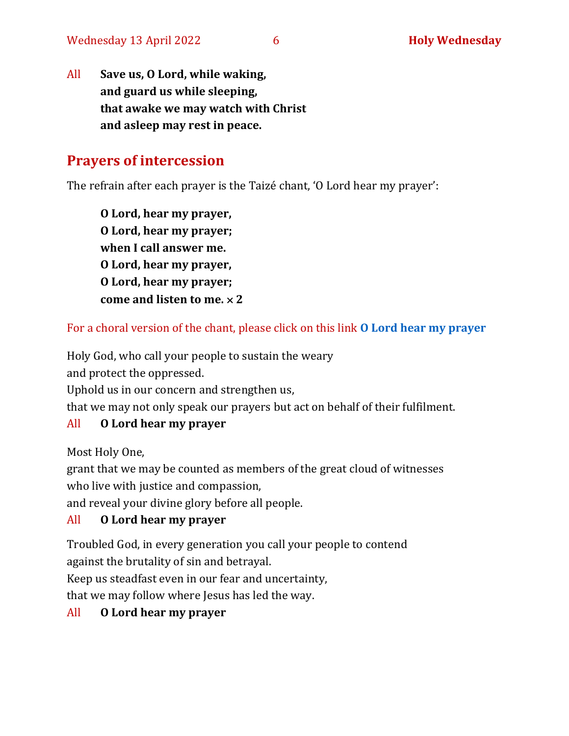All **Save us, O Lord, while waking,**
**and guard us while sleeping,**
**that awake we may watch with Christ**
**and asleep may rest in peace.**

## Prayers of intercession

The refrain after each prayer is the Taizé chant, 'O Lord hear my prayer':

**O Lord, hear my prayer,**
**O Lord, hear my prayer;**
**when I call answer me.**
**O Lord, hear my prayer,**
**O Lord, hear my prayer;**
**come and listen to me. × 2**

For a choral version of the chant, please click on this link **O Lord hear my prayer**

Holy God, who call your people to sustain the weary
and protect the oppressed.
Uphold us in our concern and strengthen us,
that we may not only speak our prayers but act on behalf of their fulfilment.

All **O Lord hear my prayer**

Most Holy One,
grant that we may be counted as members of the great cloud of witnesses
who live with justice and compassion,
and reveal your divine glory before all people.

All **O Lord hear my prayer**

Troubled God, in every generation you call your people to contend
against the brutality of sin and betrayal.
Keep us steadfast even in our fear and uncertainty,
that we may follow where Jesus has led the way.

All **O Lord hear my prayer**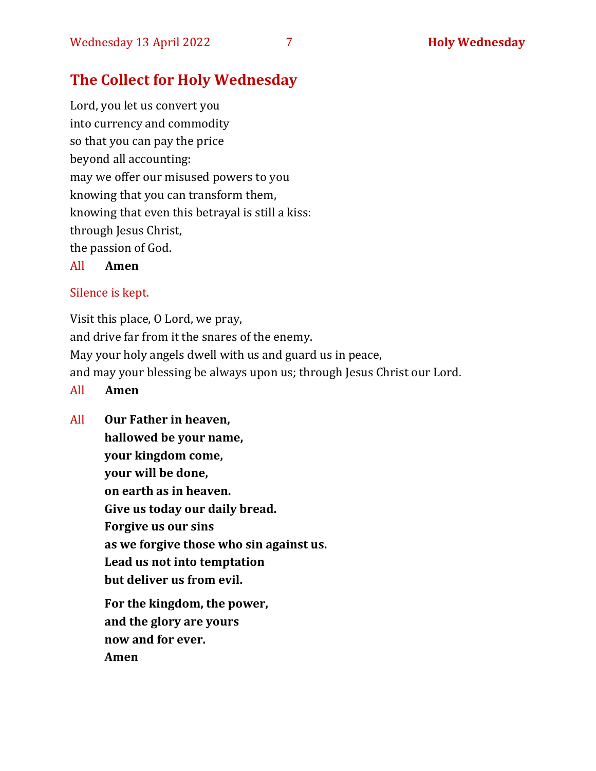## The Collect for Holy Wednesday

Lord, you let us convert you  
into currency and commodity  
so that you can pay the price  
beyond all accounting:  
may we offer our misused powers to you  
knowing that you can transform them,  
knowing that even this betrayal is still a kiss:  
through Jesus Christ,  
the passion of God.

All **Amen**

Silence is kept.

Visit this place, O Lord, we pray,  
and drive far from it the snares of the enemy.  
May your holy angels dwell with us and guard us in peace,  
and may your blessing be always upon us; through Jesus Christ our Lord.

All **Amen**

All **Our Father in heaven,**  
**hallowed be your name,**  
**your kingdom come,**  
**your will be done,**  
**on earth as in heaven.**  
**Give us today our daily bread.**  
**Forgive us our sins**  
**as we forgive those who sin against us.**  
**Lead us not into temptation**  
**but deliver us from evil.**

**For the kingdom, the power,**  
**and the glory are yours**  
**now and for ever.**  
**Amen**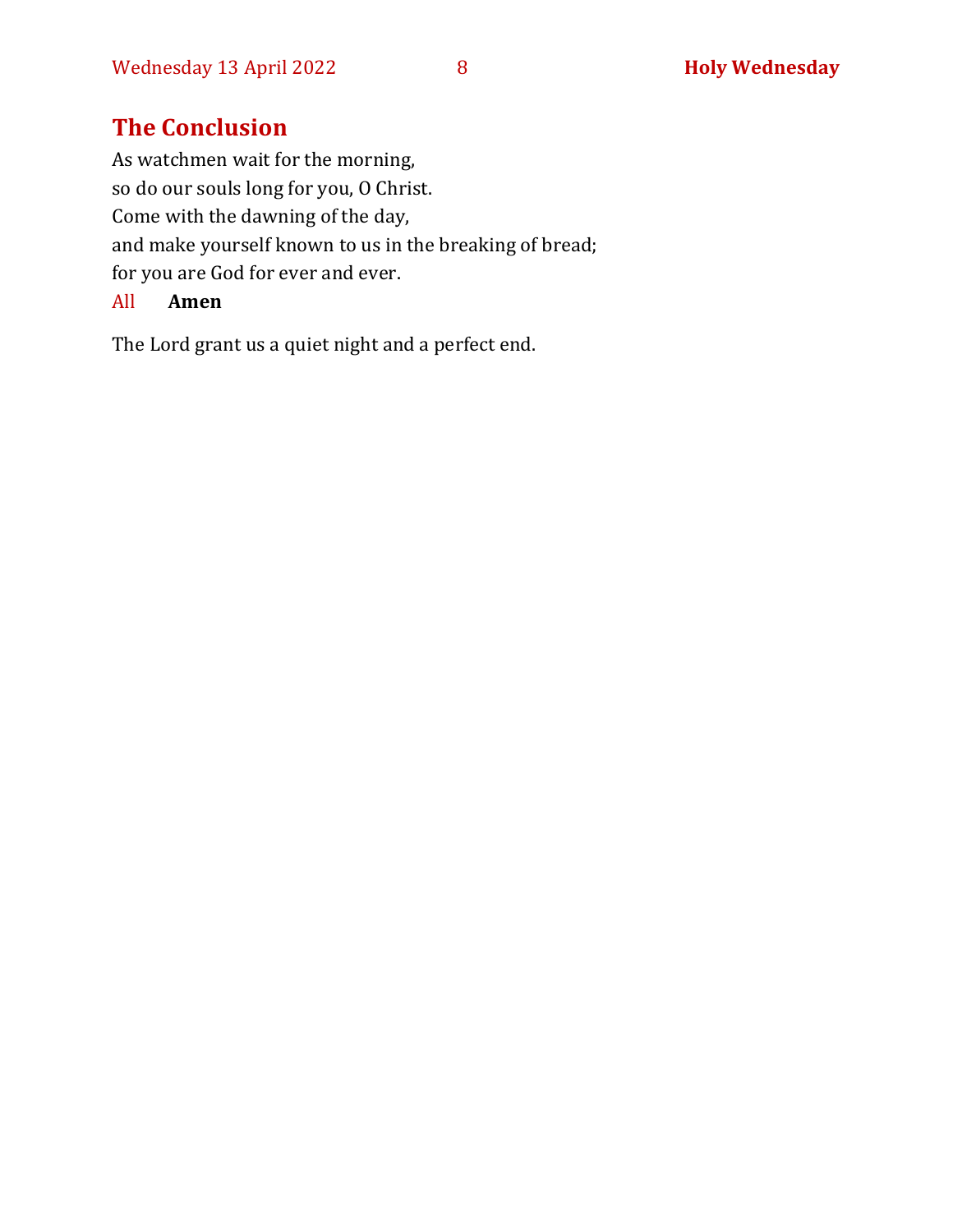## The Conclusion

As watchmen wait for the morning,
so do our souls long for you, O Christ.
Come with the dawning of the day,
and make yourself known to us in the breaking of bread;
for you are God for ever and ever.

All **Amen**

The Lord grant us a quiet night and a perfect end.